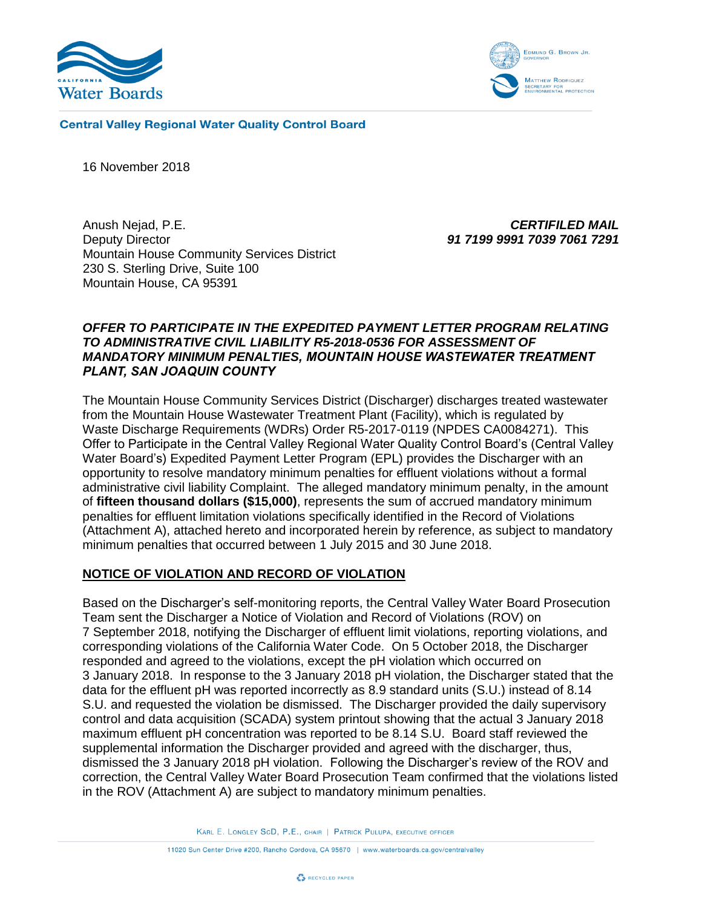California Water Boards

Edmund G. Brown Jr., Governor

Matthew Rodriquez, Secretary for Environmental Protection

**Central Valley Regional Water Quality Control Board**

16 November 2018

Anush Nejad, P.E.
Deputy Director
Mountain House Community Services District
230 S. Sterling Drive, Suite 100
Mountain House, CA 95391

***CERTIFILED MAIL***
***91 7199 9991 7039 7061 7291***

***OFFER TO PARTICIPATE IN THE EXPEDITED PAYMENT LETTER PROGRAM RELATING TO ADMINISTRATIVE CIVIL LIABILITY R5-2018-0536 FOR ASSESSMENT OF MANDATORY MINIMUM PENALTIES, MOUNTAIN HOUSE WASTEWATER TREATMENT PLANT, SAN JOAQUIN COUNTY***

The Mountain House Community Services District (Discharger) discharges treated wastewater from the Mountain House Wastewater Treatment Plant (Facility), which is regulated by Waste Discharge Requirements (WDRs) Order R5-2017-0119 (NPDES CA0084271). This Offer to Participate in the Central Valley Regional Water Quality Control Board's (Central Valley Water Board's) Expedited Payment Letter Program (EPL) provides the Discharger with an opportunity to resolve mandatory minimum penalties for effluent violations without a formal administrative civil liability Complaint. The alleged mandatory minimum penalty, in the amount of **fifteen thousand dollars ($15,000)**, represents the sum of accrued mandatory minimum penalties for effluent limitation violations specifically identified in the Record of Violations (Attachment A), attached hereto and incorporated herein by reference, as subject to mandatory minimum penalties that occurred between 1 July 2015 and 30 June 2018.

**NOTICE OF VIOLATION AND RECORD OF VIOLATION**

Based on the Discharger's self-monitoring reports, the Central Valley Water Board Prosecution Team sent the Discharger a Notice of Violation and Record of Violations (ROV) on 7 September 2018, notifying the Discharger of effluent limit violations, reporting violations, and corresponding violations of the California Water Code. On 5 October 2018, the Discharger responded and agreed to the violations, except the pH violation which occurred on 3 January 2018. In response to the 3 January 2018 pH violation, the Discharger stated that the data for the effluent pH was reported incorrectly as 8.9 standard units (S.U.) instead of 8.14 S.U. and requested the violation be dismissed. The Discharger provided the daily supervisory control and data acquisition (SCADA) system printout showing that the actual 3 January 2018 maximum effluent pH concentration was reported to be 8.14 S.U. Board staff reviewed the supplemental information the Discharger provided and agreed with the discharger, thus, dismissed the 3 January 2018 pH violation. Following the Discharger's review of the ROV and correction, the Central Valley Water Board Prosecution Team confirmed that the violations listed in the ROV (Attachment A) are subject to mandatory minimum penalties.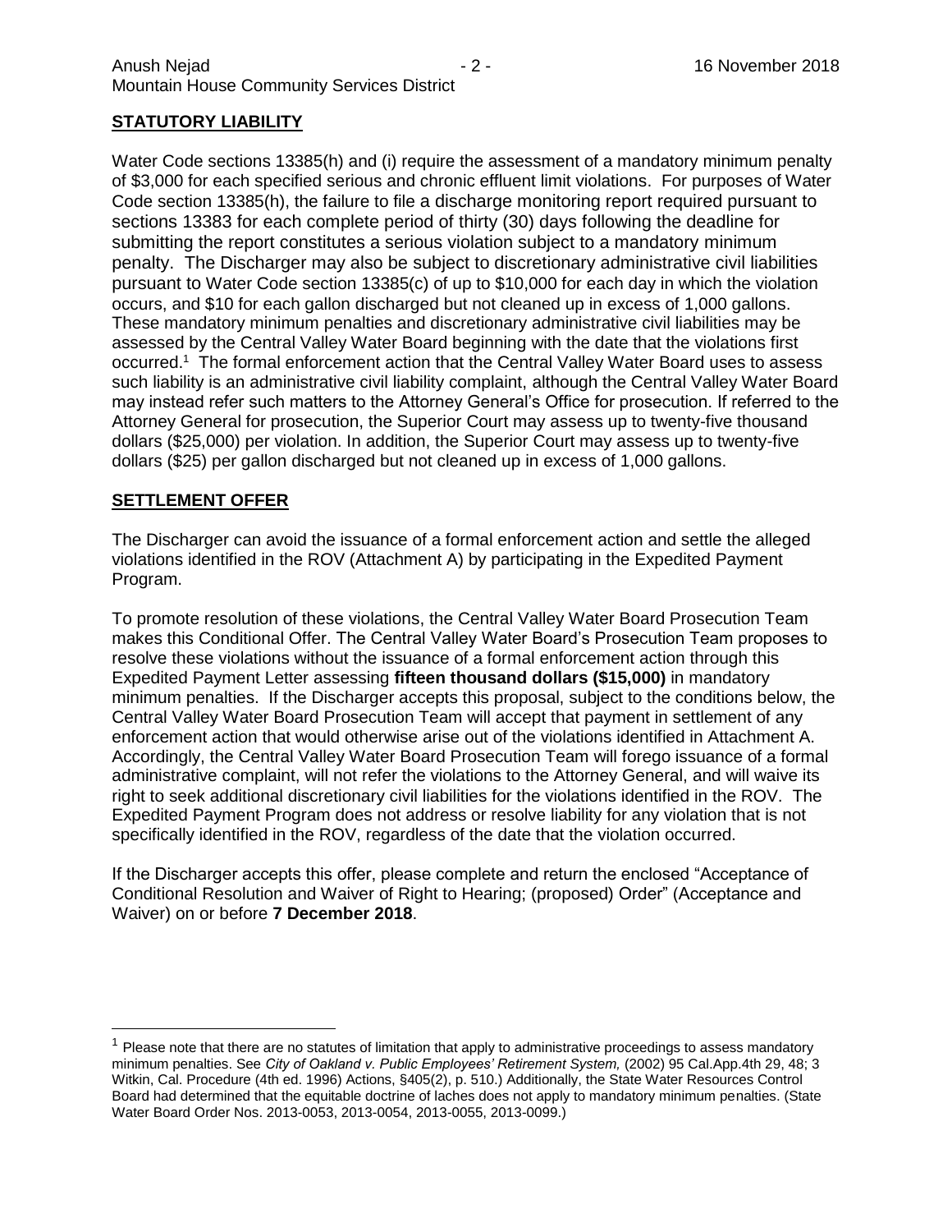## STATUTORY LIABILITY

Water Code sections 13385(h) and (i) require the assessment of a mandatory minimum penalty of $3,000 for each specified serious and chronic effluent limit violations. For purposes of Water Code section 13385(h), the failure to file a discharge monitoring report required pursuant to sections 13383 for each complete period of thirty (30) days following the deadline for submitting the report constitutes a serious violation subject to a mandatory minimum penalty. The Discharger may also be subject to discretionary administrative civil liabilities pursuant to Water Code section 13385(c) of up to $10,000 for each day in which the violation occurs, and $10 for each gallon discharged but not cleaned up in excess of 1,000 gallons. These mandatory minimum penalties and discretionary administrative civil liabilities may be assessed by the Central Valley Water Board beginning with the date that the violations first occurred.[1] The formal enforcement action that the Central Valley Water Board uses to assess such liability is an administrative civil liability complaint, although the Central Valley Water Board may instead refer such matters to the Attorney General's Office for prosecution. If referred to the Attorney General for prosecution, the Superior Court may assess up to twenty-five thousand dollars ($25,000) per violation. In addition, the Superior Court may assess up to twenty-five dollars ($25) per gallon discharged but not cleaned up in excess of 1,000 gallons.

## SETTLEMENT OFFER

The Discharger can avoid the issuance of a formal enforcement action and settle the alleged violations identified in the ROV (Attachment A) by participating in the Expedited Payment Program.

To promote resolution of these violations, the Central Valley Water Board Prosecution Team makes this Conditional Offer. The Central Valley Water Board's Prosecution Team proposes to resolve these violations without the issuance of a formal enforcement action through this Expedited Payment Letter assessing **fifteen thousand dollars ($15,000)** in mandatory minimum penalties. If the Discharger accepts this proposal, subject to the conditions below, the Central Valley Water Board Prosecution Team will accept that payment in settlement of any enforcement action that would otherwise arise out of the violations identified in Attachment A. Accordingly, the Central Valley Water Board Prosecution Team will forego issuance of a formal administrative complaint, will not refer the violations to the Attorney General, and will waive its right to seek additional discretionary civil liabilities for the violations identified in the ROV. The Expedited Payment Program does not address or resolve liability for any violation that is not specifically identified in the ROV, regardless of the date that the violation occurred.

If the Discharger accepts this offer, please complete and return the enclosed "Acceptance of Conditional Resolution and Waiver of Right to Hearing; (proposed) Order" (Acceptance and Waiver) on or before **7 December 2018**.

---

[1] Please note that there are no statutes of limitation that apply to administrative proceedings to assess mandatory minimum penalties. See *City of Oakland v. Public Employees' Retirement System,* (2002) 95 Cal.App.4th 29, 48; 3 Witkin, Cal. Procedure (4th ed. 1996) Actions, §405(2), p. 510.) Additionally, the State Water Resources Control Board had determined that the equitable doctrine of laches does not apply to mandatory minimum penalties. (State Water Board Order Nos. 2013-0053, 2013-0054, 2013-0055, 2013-0099.)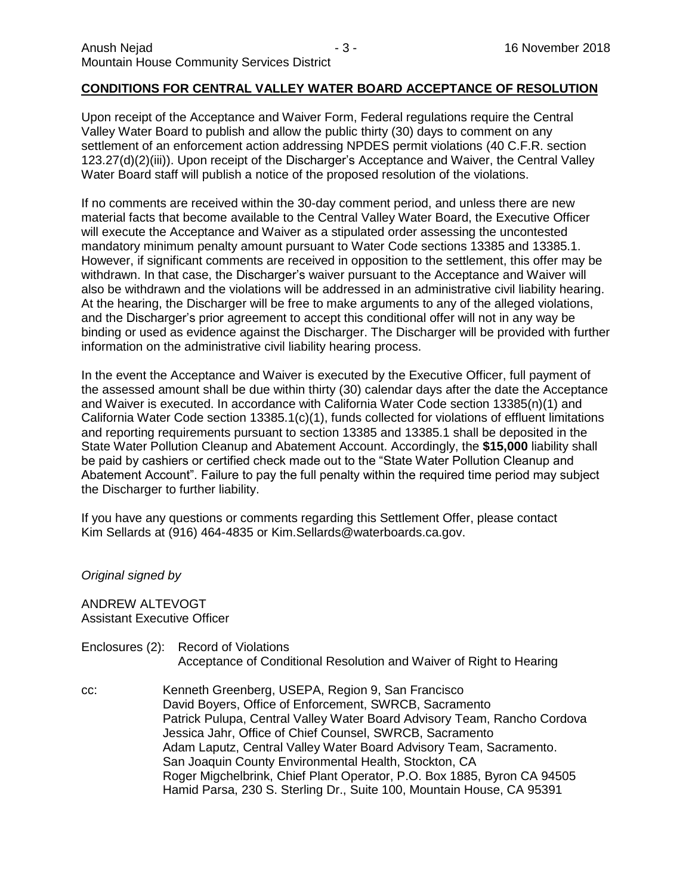**CONDITIONS FOR CENTRAL VALLEY WATER BOARD ACCEPTANCE OF RESOLUTION**

Upon receipt of the Acceptance and Waiver Form, Federal regulations require the Central Valley Water Board to publish and allow the public thirty (30) days to comment on any settlement of an enforcement action addressing NPDES permit violations (40 C.F.R. section 123.27(d)(2)(iii)). Upon receipt of the Discharger's Acceptance and Waiver, the Central Valley Water Board staff will publish a notice of the proposed resolution of the violations.

If no comments are received within the 30-day comment period, and unless there are new material facts that become available to the Central Valley Water Board, the Executive Officer will execute the Acceptance and Waiver as a stipulated order assessing the uncontested mandatory minimum penalty amount pursuant to Water Code sections 13385 and 13385.1. However, if significant comments are received in opposition to the settlement, this offer may be withdrawn. In that case, the Discharger's waiver pursuant to the Acceptance and Waiver will also be withdrawn and the violations will be addressed in an administrative civil liability hearing. At the hearing, the Discharger will be free to make arguments to any of the alleged violations, and the Discharger's prior agreement to accept this conditional offer will not in any way be binding or used as evidence against the Discharger. The Discharger will be provided with further information on the administrative civil liability hearing process.

In the event the Acceptance and Waiver is executed by the Executive Officer, full payment of the assessed amount shall be due within thirty (30) calendar days after the date the Acceptance and Waiver is executed. In accordance with California Water Code section 13385(n)(1) and California Water Code section 13385.1(c)(1), funds collected for violations of effluent limitations and reporting requirements pursuant to section 13385 and 13385.1 shall be deposited in the State Water Pollution Cleanup and Abatement Account. Accordingly, the **$15,000** liability shall be paid by cashiers or certified check made out to the "State Water Pollution Cleanup and Abatement Account". Failure to pay the full penalty within the required time period may subject the Discharger to further liability.

If you have any questions or comments regarding this Settlement Offer, please contact Kim Sellards at (916) 464-4835 or Kim.Sellards@waterboards.ca.gov.

*Original signed by*

ANDREW ALTEVOGT
Assistant Executive Officer

Enclosures (2): Record of Violations
Acceptance of Conditional Resolution and Waiver of Right to Hearing

cc: Kenneth Greenberg, USEPA, Region 9, San Francisco
David Boyers, Office of Enforcement, SWRCB, Sacramento
Patrick Pulupa, Central Valley Water Board Advisory Team, Rancho Cordova
Jessica Jahr, Office of Chief Counsel, SWRCB, Sacramento
Adam Laputz, Central Valley Water Board Advisory Team, Sacramento.
San Joaquin County Environmental Health, Stockton, CA
Roger Migchelbrink, Chief Plant Operator, P.O. Box 1885, Byron CA 94505
Hamid Parsa, 230 S. Sterling Dr., Suite 100, Mountain House, CA 95391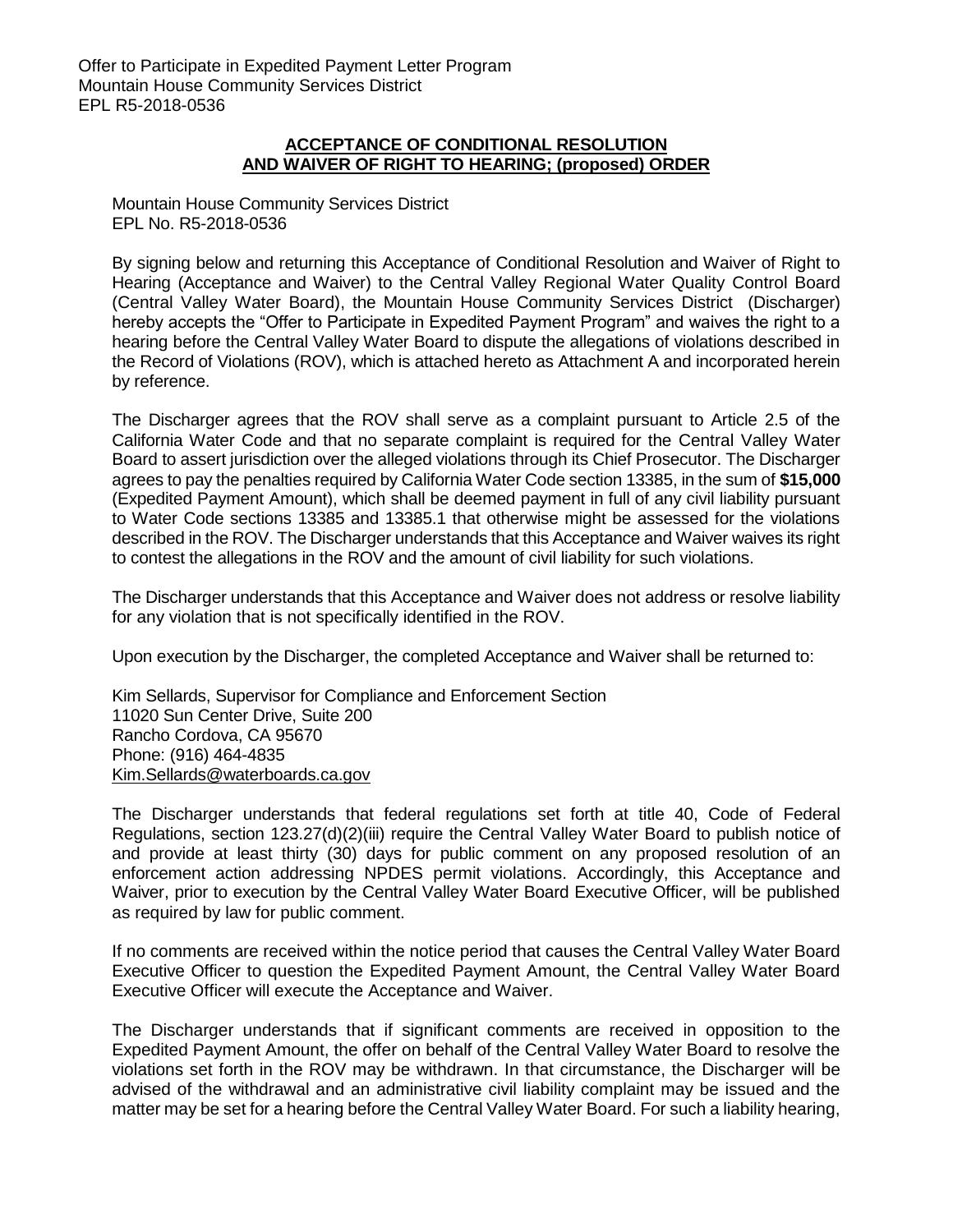Offer to Participate in Expedited Payment Letter Program
Mountain House Community Services District
EPL R5-2018-0536

## ACCEPTANCE OF CONDITIONAL RESOLUTION AND WAIVER OF RIGHT TO HEARING; (proposed) ORDER

Mountain House Community Services District
EPL No. R5-2018-0536

By signing below and returning this Acceptance of Conditional Resolution and Waiver of Right to Hearing (Acceptance and Waiver) to the Central Valley Regional Water Quality Control Board (Central Valley Water Board), the Mountain House Community Services District (Discharger) hereby accepts the "Offer to Participate in Expedited Payment Program" and waives the right to a hearing before the Central Valley Water Board to dispute the allegations of violations described in the Record of Violations (ROV), which is attached hereto as Attachment A and incorporated herein by reference.

The Discharger agrees that the ROV shall serve as a complaint pursuant to Article 2.5 of the California Water Code and that no separate complaint is required for the Central Valley Water Board to assert jurisdiction over the alleged violations through its Chief Prosecutor. The Discharger agrees to pay the penalties required by California Water Code section 13385, in the sum of **$15,000** (Expedited Payment Amount), which shall be deemed payment in full of any civil liability pursuant to Water Code sections 13385 and 13385.1 that otherwise might be assessed for the violations described in the ROV. The Discharger understands that this Acceptance and Waiver waives its right to contest the allegations in the ROV and the amount of civil liability for such violations.

The Discharger understands that this Acceptance and Waiver does not address or resolve liability for any violation that is not specifically identified in the ROV.

Upon execution by the Discharger, the completed Acceptance and Waiver shall be returned to:

Kim Sellards, Supervisor for Compliance and Enforcement Section
11020 Sun Center Drive, Suite 200
Rancho Cordova, CA 95670
Phone: (916) 464-4835
Kim.Sellards@waterboards.ca.gov

The Discharger understands that federal regulations set forth at title 40, Code of Federal Regulations, section 123.27(d)(2)(iii) require the Central Valley Water Board to publish notice of and provide at least thirty (30) days for public comment on any proposed resolution of an enforcement action addressing NPDES permit violations. Accordingly, this Acceptance and Waiver, prior to execution by the Central Valley Water Board Executive Officer, will be published as required by law for public comment.

If no comments are received within the notice period that causes the Central Valley Water Board Executive Officer to question the Expedited Payment Amount, the Central Valley Water Board Executive Officer will execute the Acceptance and Waiver.

The Discharger understands that if significant comments are received in opposition to the Expedited Payment Amount, the offer on behalf of the Central Valley Water Board to resolve the violations set forth in the ROV may be withdrawn. In that circumstance, the Discharger will be advised of the withdrawal and an administrative civil liability complaint may be issued and the matter may be set for a hearing before the Central Valley Water Board. For such a liability hearing,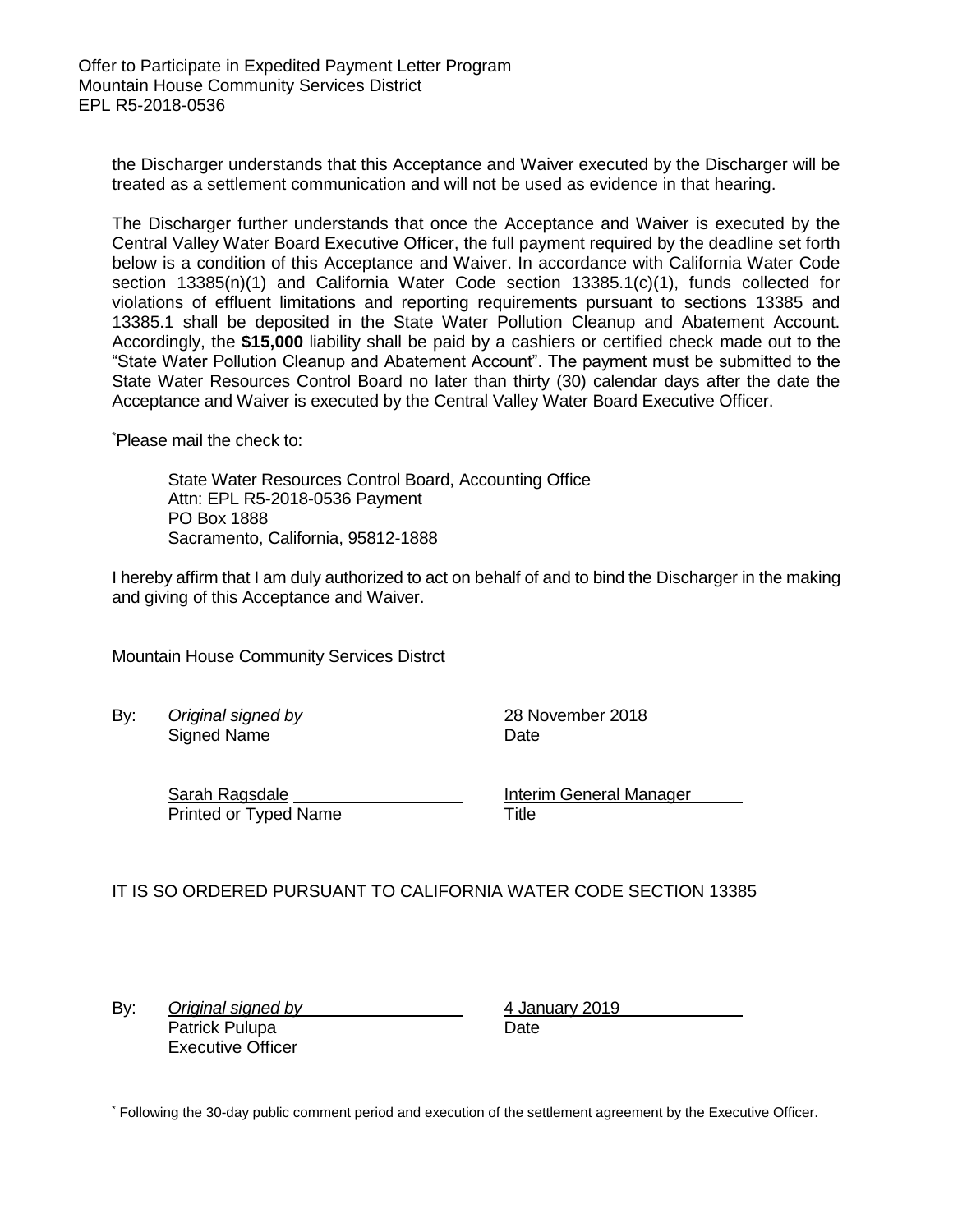the Discharger understands that this Acceptance and Waiver executed by the Discharger will be treated as a settlement communication and will not be used as evidence in that hearing.

The Discharger further understands that once the Acceptance and Waiver is executed by the Central Valley Water Board Executive Officer, the full payment required by the deadline set forth below is a condition of this Acceptance and Waiver. In accordance with California Water Code section 13385(n)(1) and California Water Code section 13385.1(c)(1), funds collected for violations of effluent limitations and reporting requirements pursuant to sections 13385 and 13385.1 shall be deposited in the State Water Pollution Cleanup and Abatement Account. Accordingly, the **$15,000** liability shall be paid by a cashiers or certified check made out to the "State Water Pollution Cleanup and Abatement Account". The payment must be submitted to the State Water Resources Control Board no later than thirty (30) calendar days after the date the Acceptance and Waiver is executed by the Central Valley Water Board Executive Officer.

*Please mail the check to:

State Water Resources Control Board, Accounting Office
Attn: EPL R5-2018-0536 Payment
PO Box 1888
Sacramento, California, 95812-1888

I hereby affirm that I am duly authorized to act on behalf of and to bind the Discharger in the making and giving of this Acceptance and Waiver.

Mountain House Community Services Distrct

By: *Original signed by* — Signed Name

28 November 2018 — Date

Sarah Ragsdale — Printed or Typed Name

Interim General Manager — Title

IT IS SO ORDERED PURSUANT TO CALIFORNIA WATER CODE SECTION 13385

By: *Original signed by*
Patrick Pulupa
Executive Officer

4 January 2019 — Date

* Following the 30-day public comment period and execution of the settlement agreement by the Executive Officer.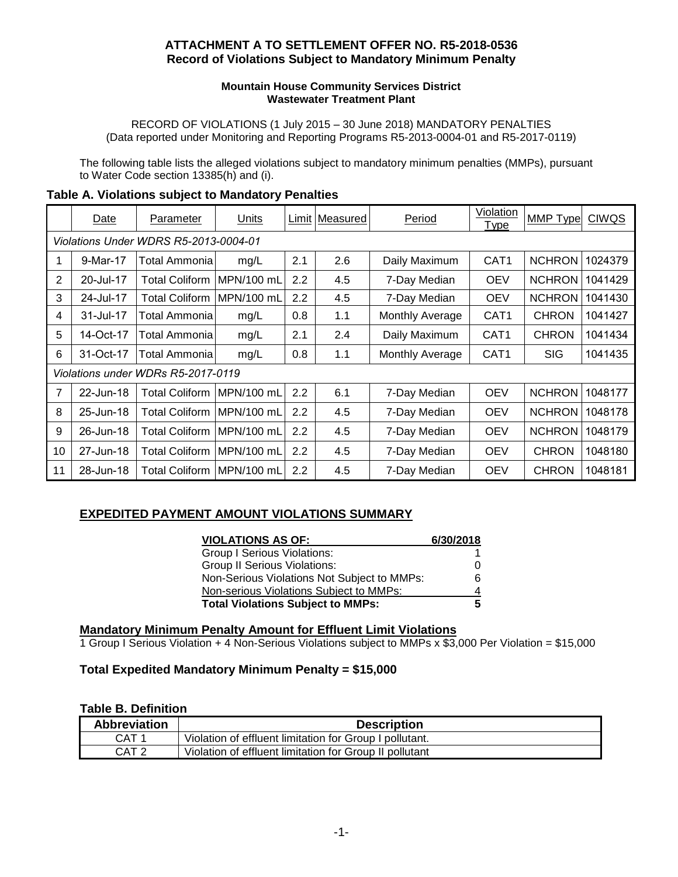**ATTACHMENT A TO SETTLEMENT OFFER NO. R5-2018-0536**
**Record of Violations Subject to Mandatory Minimum Penalty**

**Mountain House Community Services District**
**Wastewater Treatment Plant**

RECORD OF VIOLATIONS (1 July 2015 – 30 June 2018) MANDATORY PENALTIES
(Data reported under Monitoring and Reporting Programs R5-2013-0004-01 and R5-2017-0119)

The following table lists the alleged violations subject to mandatory minimum penalties (MMPs), pursuant to Water Code section 13385(h) and (i).

### Table A. Violations subject to Mandatory Penalties

| | Date | Parameter | Units | Limit | Measured | Period | Violation Type | MMP Type | CIWQS |
|---|---|---|---|---|---|---|---|---|---|
| *Violations Under WDRS R5-2013-0004-01* | | | | | | | | | |
| 1 | 9-Mar-17 | Total Ammonia | mg/L | 2.1 | 2.6 | Daily Maximum | CAT1 | NCHRON | 1024379 |
| 2 | 20-Jul-17 | Total Coliform | MPN/100 mL | 2.2 | 4.5 | 7-Day Median | OEV | NCHRON | 1041429 |
| 3 | 24-Jul-17 | Total Coliform | MPN/100 mL | 2.2 | 4.5 | 7-Day Median | OEV | NCHRON | 1041430 |
| 4 | 31-Jul-17 | Total Ammonia | mg/L | 0.8 | 1.1 | Monthly Average | CAT1 | CHRON | 1041427 |
| 5 | 14-Oct-17 | Total Ammonia | mg/L | 2.1 | 2.4 | Daily Maximum | CAT1 | CHRON | 1041434 |
| 6 | 31-Oct-17 | Total Ammonia | mg/L | 0.8 | 1.1 | Monthly Average | CAT1 | SIG | 1041435 |
| *Violations under WDRs R5-2017-0119* | | | | | | | | | |
| 7 | 22-Jun-18 | Total Coliform | MPN/100 mL | 2.2 | 6.1 | 7-Day Median | OEV | NCHRON | 1048177 |
| 8 | 25-Jun-18 | Total Coliform | MPN/100 mL | 2.2 | 4.5 | 7-Day Median | OEV | NCHRON | 1048178 |
| 9 | 26-Jun-18 | Total Coliform | MPN/100 mL | 2.2 | 4.5 | 7-Day Median | OEV | NCHRON | 1048179 |
| 10 | 27-Jun-18 | Total Coliform | MPN/100 mL | 2.2 | 4.5 | 7-Day Median | OEV | CHRON | 1048180 |
| 11 | 28-Jun-18 | Total Coliform | MPN/100 mL | 2.2 | 4.5 | 7-Day Median | OEV | CHRON | 1048181 |

## EXPEDITED PAYMENT AMOUNT VIOLATIONS SUMMARY

| VIOLATIONS AS OF: | 6/30/2018 |
|---|---|
| Group I Serious Violations: | 1 |
| Group II Serious Violations: | 0 |
| Non-Serious Violations Not Subject to MMPs: | 6 |
| Non-serious Violations Subject to MMPs: | 4 |
| **Total Violations Subject to MMPs:** | **5** |

**Mandatory Minimum Penalty Amount for Effluent Limit Violations**

1 Group I Serious Violation + 4 Non-Serious Violations subject to MMPs x $3,000 Per Violation = $15,000

**Total Expedited Mandatory Minimum Penalty = $15,000**

### Table B. Definition

| Abbreviation | Description |
|---|---|
| CAT 1 | Violation of effluent limitation for Group I pollutant. |
| CAT 2 | Violation of effluent limitation for Group II pollutant |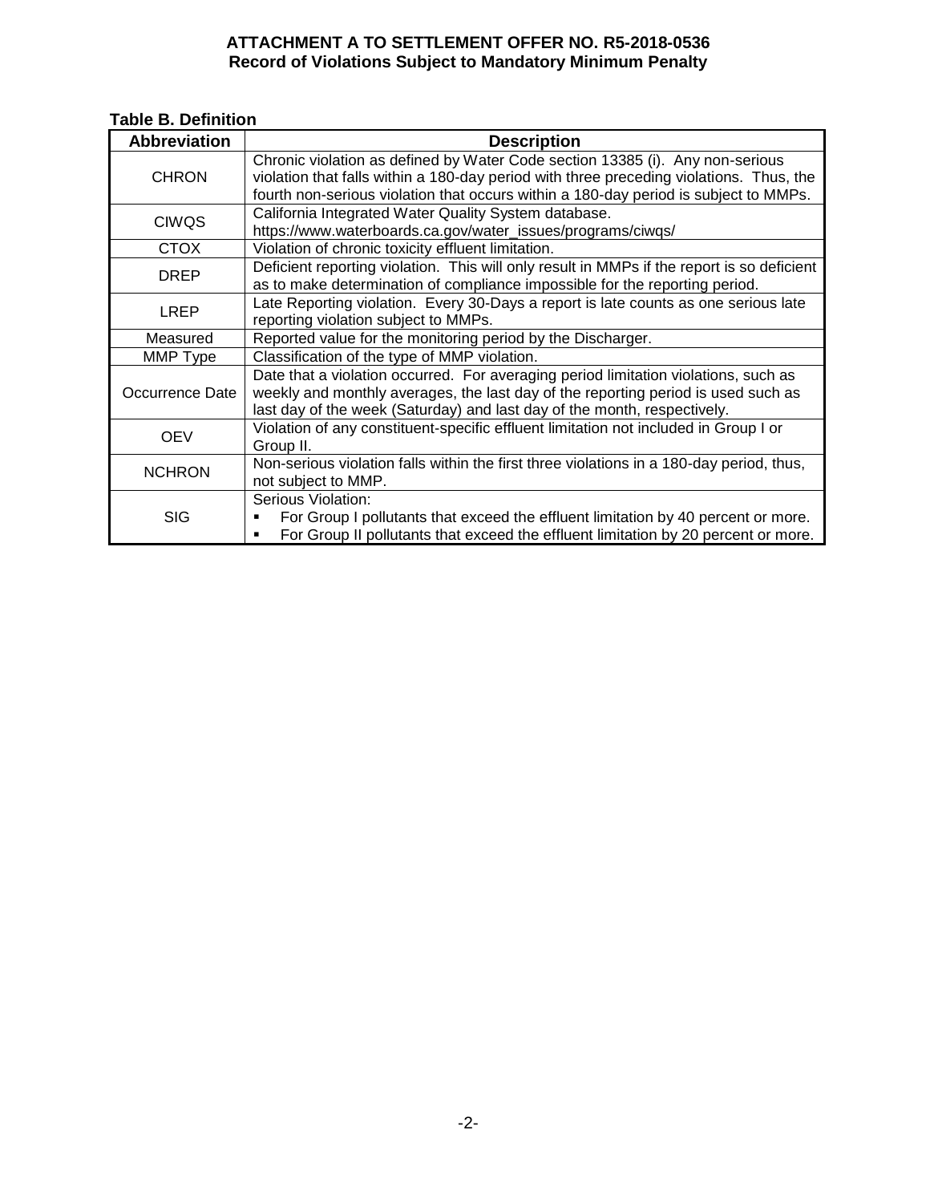**ATTACHMENT A TO SETTLEMENT OFFER NO. R5-2018-0536**
**Record of Violations Subject to Mandatory Minimum Penalty**

**Table B. Definition**

| Abbreviation | Description |
|---|---|
| CHRON | Chronic violation as defined by Water Code section 13385 (i). Any non-serious violation that falls within a 180-day period with three preceding violations. Thus, the fourth non-serious violation that occurs within a 180-day period is subject to MMPs. |
| CIWQS | California Integrated Water Quality System database. https://www.waterboards.ca.gov/water_issues/programs/ciwqs/ |
| CTOX | Violation of chronic toxicity effluent limitation. |
| DREP | Deficient reporting violation. This will only result in MMPs if the report is so deficient as to make determination of compliance impossible for the reporting period. |
| LREP | Late Reporting violation. Every 30-Days a report is late counts as one serious late reporting violation subject to MMPs. |
| Measured | Reported value for the monitoring period by the Discharger. |
| MMP Type | Classification of the type of MMP violation. |
| Occurrence Date | Date that a violation occurred. For averaging period limitation violations, such as weekly and monthly averages, the last day of the reporting period is used such as last day of the week (Saturday) and last day of the month, respectively. |
| OEV | Violation of any constituent-specific effluent limitation not included in Group I or Group II. |
| NCHRON | Non-serious violation falls within the first three violations in a 180-day period, thus, not subject to MMP. |
| SIG | Serious Violation:<br>▪ For Group I pollutants that exceed the effluent limitation by 40 percent or more.<br>▪ For Group II pollutants that exceed the effluent limitation by 20 percent or more. |